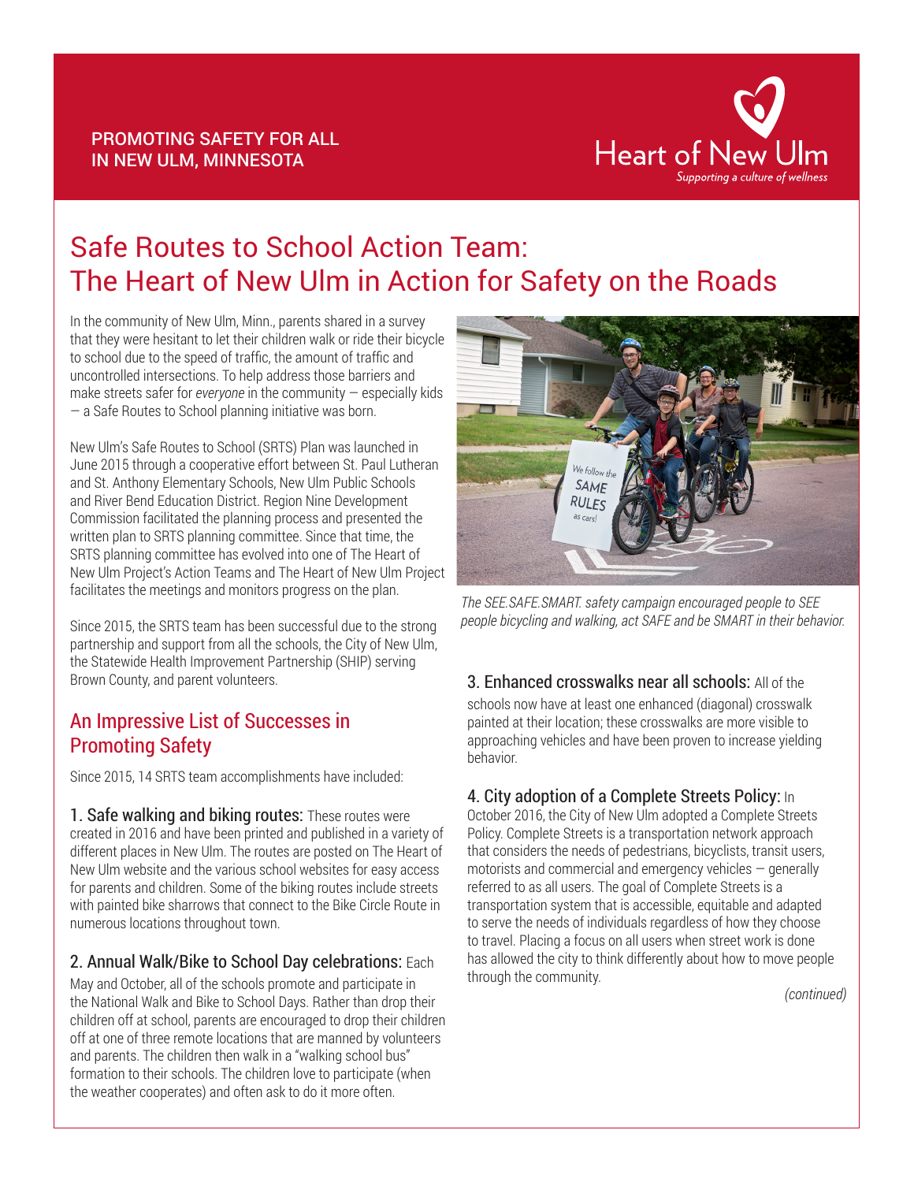PROMOTING SAFETY FOR ALL IN NEW ULM, MINNESOTA

Heart of New Ulm
*Supporting a culture of wellness*

# Safe Routes to School Action Team: The Heart of New Ulm in Action for Safety on the Roads

In the community of New Ulm, Minn., parents shared in a survey that they were hesitant to let their children walk or ride their bicycle to school due to the speed of traffic, the amount of traffic and uncontrolled intersections. To help address those barriers and make streets safer for *everyone* in the community — especially kids — a Safe Routes to School planning initiative was born.

New Ulm's Safe Routes to School (SRTS) Plan was launched in June 2015 through a cooperative effort between St. Paul Lutheran and St. Anthony Elementary Schools, New Ulm Public Schools and River Bend Education District. Region Nine Development Commission facilitated the planning process and presented the written plan to SRTS planning committee. Since that time, the SRTS planning committee has evolved into one of The Heart of New Ulm Project's Action Teams and The Heart of New Ulm Project facilitates the meetings and monitors progress on the plan.

Since 2015, the SRTS team has been successful due to the strong partnership and support from all the schools, the City of New Ulm, the Statewide Health Improvement Partnership (SHIP) serving Brown County, and parent volunteers.

*The SEE.SAFE.SMART. safety campaign encouraged people to SEE people bicycling and walking, act SAFE and be SMART in their behavior.*

## An Impressive List of Successes in Promoting Safety

Since 2015, 14 SRTS team accomplishments have included:

**1. Safe walking and biking routes:** These routes were created in 2016 and have been printed and published in a variety of different places in New Ulm. The routes are posted on The Heart of New Ulm website and the various school websites for easy access for parents and children. Some of the biking routes include streets with painted bike sharrows that connect to the Bike Circle Route in numerous locations throughout town.

**2. Annual Walk/Bike to School Day celebrations:** Each May and October, all of the schools promote and participate in the National Walk and Bike to School Days. Rather than drop their children off at school, parents are encouraged to drop their children off at one of three remote locations that are manned by volunteers and parents. The children then walk in a "walking school bus" formation to their schools. The children love to participate (when the weather cooperates) and often ask to do it more often.

**3. Enhanced crosswalks near all schools:** All of the schools now have at least one enhanced (diagonal) crosswalk painted at their location; these crosswalks are more visible to approaching vehicles and have been proven to increase yielding behavior.

**4. City adoption of a Complete Streets Policy:** In October 2016, the City of New Ulm adopted a Complete Streets Policy. Complete Streets is a transportation network approach that considers the needs of pedestrians, bicyclists, transit users, motorists and commercial and emergency vehicles — generally referred to as all users. The goal of Complete Streets is a transportation system that is accessible, equitable and adapted to serve the needs of individuals regardless of how they choose to travel. Placing a focus on all users when street work is done has allowed the city to think differently about how to move people through the community.

*(continued)*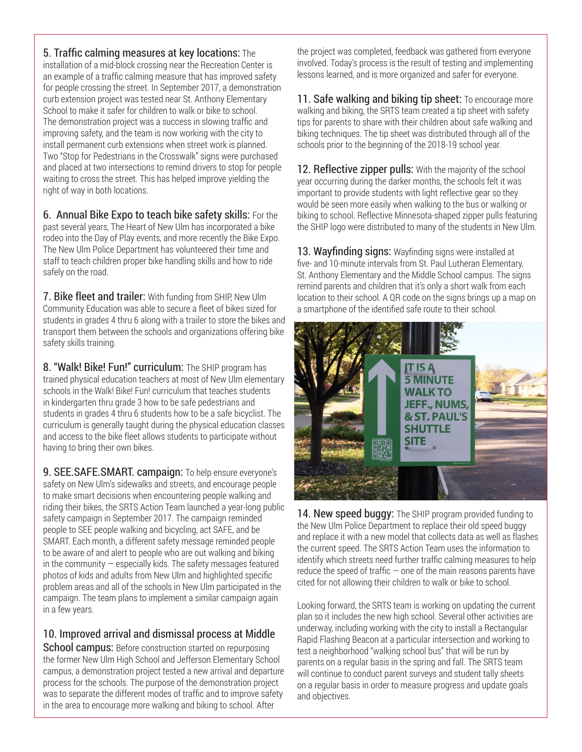**5. Traffic calming measures at key locations:** The installation of a mid-block crossing near the Recreation Center is an example of a traffic calming measure that has improved safety for people crossing the street. In September 2017, a demonstration curb extension project was tested near St. Anthony Elementary School to make it safer for children to walk or bike to school. The demonstration project was a success in slowing traffic and improving safety, and the team is now working with the city to install permanent curb extensions when street work is planned. Two "Stop for Pedestrians in the Crosswalk" signs were purchased and placed at two intersections to remind drivers to stop for people waiting to cross the street. This has helped improve yielding the right of way in both locations.

**6. Annual Bike Expo to teach bike safety skills:** For the past several years, The Heart of New Ulm has incorporated a bike rodeo into the Day of Play events, and more recently the Bike Expo. The New Ulm Police Department has volunteered their time and staff to teach children proper bike handling skills and how to ride safely on the road.

**7. Bike fleet and trailer:** With funding from SHIP, New Ulm Community Education was able to secure a fleet of bikes sized for students in grades 4 thru 6 along with a trailer to store the bikes and transport them between the schools and organizations offering bike safety skills training.

**8. "Walk! Bike! Fun!" curriculum:** The SHIP program has trained physical education teachers at most of New Ulm elementary schools in the Walk! Bike! Fun! curriculum that teaches students in kindergarten thru grade 3 how to be safe pedestrians and students in grades 4 thru 6 students how to be a safe bicyclist. The curriculum is generally taught during the physical education classes and access to the bike fleet allows students to participate without having to bring their own bikes.

**9. SEE.SAFE.SMART. campaign:** To help ensure everyone's safety on New Ulm's sidewalks and streets, and encourage people to make smart decisions when encountering people walking and riding their bikes, the SRTS Action Team launched a year-long public safety campaign in September 2017. The campaign reminded people to SEE people walking and bicycling, act SAFE, and be SMART. Each month, a different safety message reminded people to be aware of and alert to people who are out walking and biking in the community – especially kids. The safety messages featured photos of kids and adults from New Ulm and highlighted specific problem areas and all of the schools in New Ulm participated in the campaign. The team plans to implement a similar campaign again in a few years.

**10. Improved arrival and dismissal process at Middle School campus:** Before construction started on repurposing the former New Ulm High School and Jefferson Elementary School campus, a demonstration project tested a new arrival and departure process for the schools. The purpose of the demonstration project was to separate the different modes of traffic and to improve safety in the area to encourage more walking and biking to school. After the project was completed, feedback was gathered from everyone involved. Today's process is the result of testing and implementing lessons learned, and is more organized and safer for everyone.

**11. Safe walking and biking tip sheet:** To encourage more walking and biking, the SRTS team created a tip sheet with safety tips for parents to share with their children about safe walking and biking techniques. The tip sheet was distributed through all of the schools prior to the beginning of the 2018-19 school year.

**12. Reflective zipper pulls:** With the majority of the school year occurring during the darker months, the schools felt it was important to provide students with light reflective gear so they would be seen more easily when walking to the bus or walking or biking to school. Reflective Minnesota-shaped zipper pulls featuring the SHIP logo were distributed to many of the students in New Ulm.

**13. Wayfinding signs:** Wayfinding signs were installed at five- and 10-minute intervals from St. Paul Lutheran Elementary, St. Anthony Elementary and the Middle School campus. The signs remind parents and children that it's only a short walk from each location to their school. A QR code on the signs brings up a map on a smartphone of the identified safe route to their school.

**14. New speed buggy:** The SHIP program provided funding to the New Ulm Police Department to replace their old speed buggy and replace it with a new model that collects data as well as flashes the current speed. The SRTS Action Team uses the information to identify which streets need further traffic calming measures to help reduce the speed of traffic – one of the main reasons parents have cited for not allowing their children to walk or bike to school.

Looking forward, the SRTS team is working on updating the current plan so it includes the new high school. Several other activities are underway, including working with the city to install a Rectangular Rapid Flashing Beacon at a particular intersection and working to test a neighborhood "walking school bus" that will be run by parents on a regular basis in the spring and fall. The SRTS team will continue to conduct parent surveys and student tally sheets on a regular basis in order to measure progress and update goals and objectives.